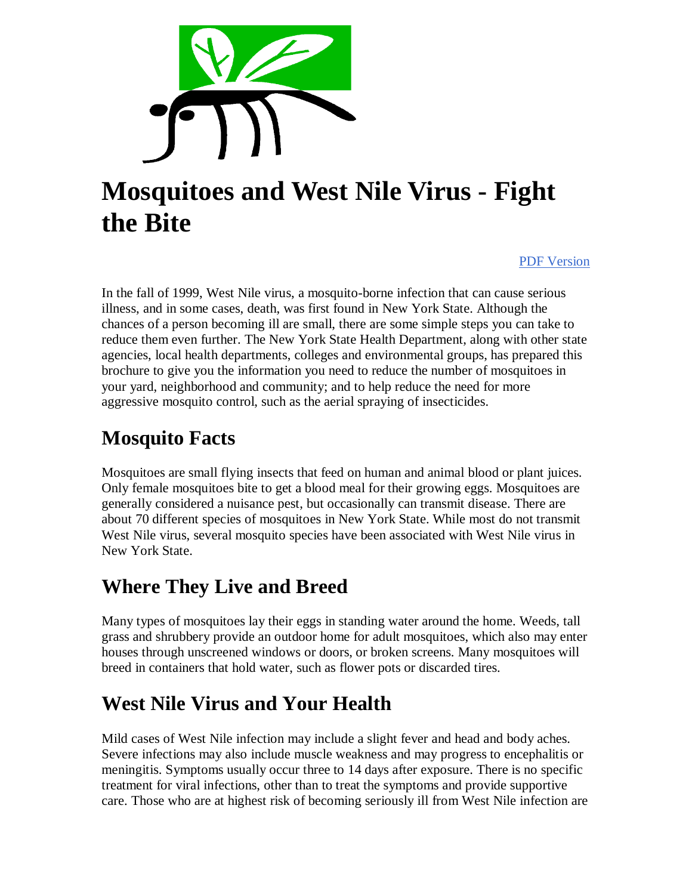# Mosquitoes and West Nile Virus - Fight the Bite

PDF Version

In the fall of 1999, West Nile virus, a mosquito-borne infection that can cause serious illness, and in some cases, death, was first found in New York State. Although the chances of a person becoming ill are small, there are some simple steps you can take to reduce them even further. The New York State Health Department, along with other state agencies, local health departments, colleges and environmental groups, has prepared this brochure to give you the information you need to reduce the number of mosquitoes in your yard, neighborhood and community; and to help reduce the need for more aggressive mosquito control, such as the aerial spraying of insecticides.

## Mosquito Facts

Mosquitoes are small flying insects that feed on human and animal blood or plant juices. Only female mosquitoes bite to get a blood meal for their growing eggs. Mosquitoes are generally considered a nuisance pest, but occasionally can transmit disease. There are about 70 different species of mosquitoes in New York State. While most do not transmit West Nile virus, several mosquito species have been associated with West Nile virus in New York State.

## Where They Live and Breed

Many types of mosquitoes lay their eggs in standing water around the home. Weeds, tall grass and shrubbery provide an outdoor home for adult mosquitoes, which also may enter houses through unscreened windows or doors, or broken screens. Many mosquitoes will breed in containers that hold water, such as flower pots or discarded tires.

## West Nile Virus and Your Health

Mild cases of West Nile infection may include a slight fever and head and body aches. Severe infections may also include muscle weakness and may progress to encephalitis or meningitis. Symptoms usually occur three to 14 days after exposure. There is no specific treatment for viral infections, other than to treat the symptoms and provide supportive care. Those who are at highest risk of becoming seriously ill from West Nile infection are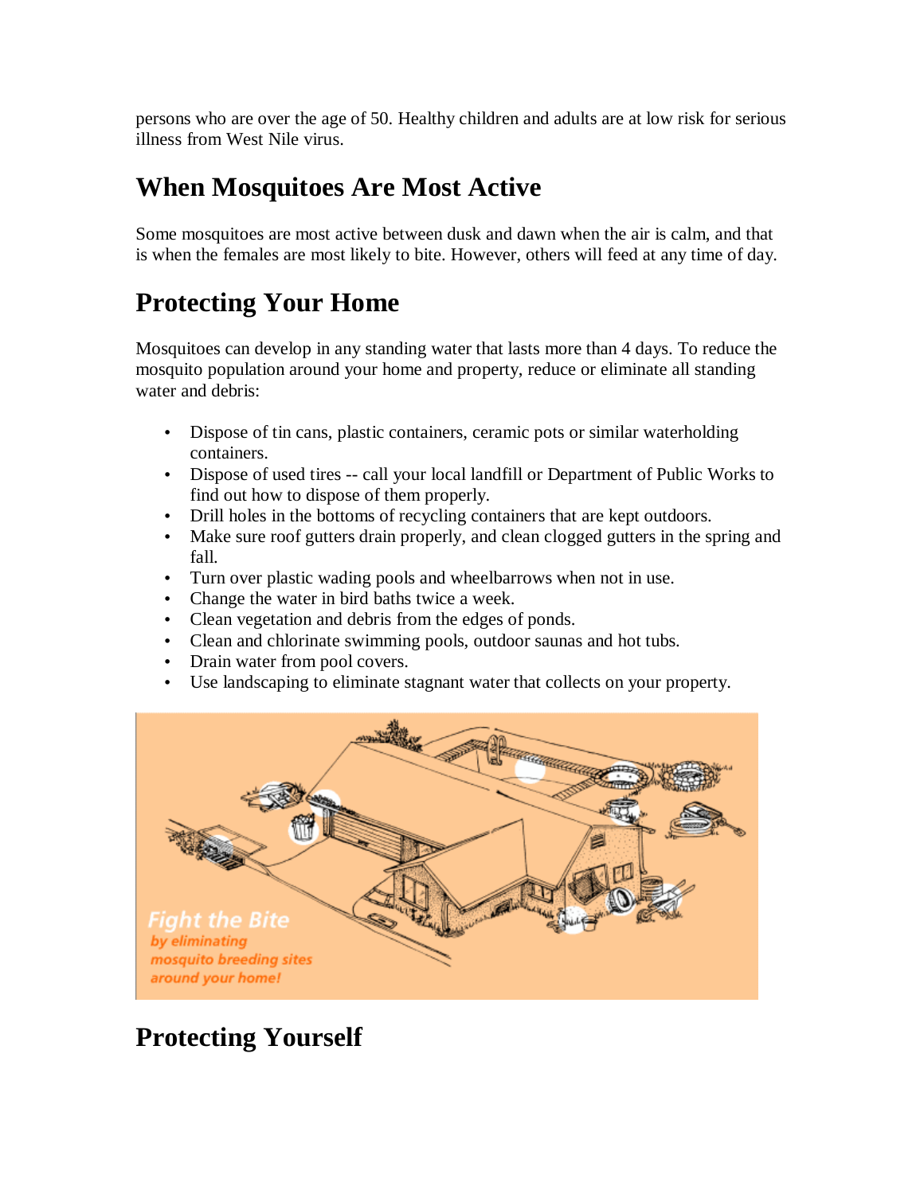persons who are over the age of 50. Healthy children and adults are at low risk for serious illness from West Nile virus.

## When Mosquitoes Are Most Active

Some mosquitoes are most active between dusk and dawn when the air is calm, and that is when the females are most likely to bite. However, others will feed at any time of day.

## Protecting Your Home

Mosquitoes can develop in any standing water that lasts more than 4 days. To reduce the mosquito population around your home and property, reduce or eliminate all standing water and debris:

- Dispose of tin cans, plastic containers, ceramic pots or similar waterholding containers.
- Dispose of used tires -- call your local landfill or Department of Public Works to find out how to dispose of them properly.
- Drill holes in the bottoms of recycling containers that are kept outdoors.
- Make sure roof gutters drain properly, and clean clogged gutters in the spring and fall.
- Turn over plastic wading pools and wheelbarrows when not in use.
- Change the water in bird baths twice a week.
- Clean vegetation and debris from the edges of ponds.
- Clean and chlorinate swimming pools, outdoor saunas and hot tubs.
- Drain water from pool covers.
- Use landscaping to eliminate stagnant water that collects on your property.

*Fight the Bite by eliminating mosquito breeding sites around your home!*

## Protecting Yourself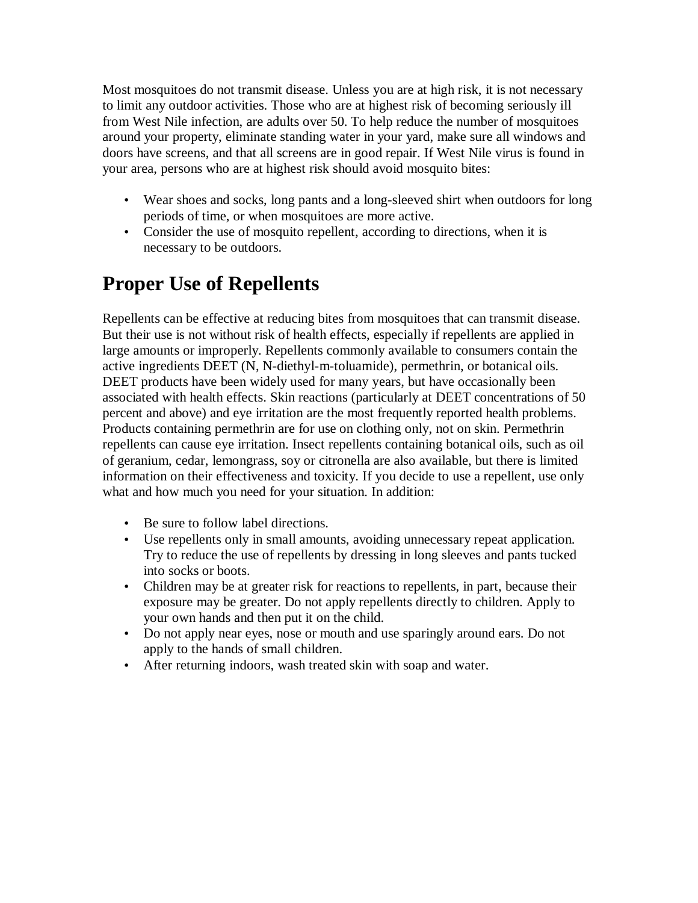Most mosquitoes do not transmit disease. Unless you are at high risk, it is not necessary to limit any outdoor activities. Those who are at highest risk of becoming seriously ill from West Nile infection, are adults over 50. To help reduce the number of mosquitoes around your property, eliminate standing water in your yard, make sure all windows and doors have screens, and that all screens are in good repair. If West Nile virus is found in your area, persons who are at highest risk should avoid mosquito bites:

- Wear shoes and socks, long pants and a long-sleeved shirt when outdoors for long periods of time, or when mosquitoes are more active.
- Consider the use of mosquito repellent, according to directions, when it is necessary to be outdoors.

# Proper Use of Repellents

Repellents can be effective at reducing bites from mosquitoes that can transmit disease. But their use is not without risk of health effects, especially if repellents are applied in large amounts or improperly. Repellents commonly available to consumers contain the active ingredients DEET (N, N-diethyl-m-toluamide), permethrin, or botanical oils. DEET products have been widely used for many years, but have occasionally been associated with health effects. Skin reactions (particularly at DEET concentrations of 50 percent and above) and eye irritation are the most frequently reported health problems. Products containing permethrin are for use on clothing only, not on skin. Permethrin repellents can cause eye irritation. Insect repellents containing botanical oils, such as oil of geranium, cedar, lemongrass, soy or citronella are also available, but there is limited information on their effectiveness and toxicity. If you decide to use a repellent, use only what and how much you need for your situation. In addition:

- Be sure to follow label directions.
- Use repellents only in small amounts, avoiding unnecessary repeat application. Try to reduce the use of repellents by dressing in long sleeves and pants tucked into socks or boots.
- Children may be at greater risk for reactions to repellents, in part, because their exposure may be greater. Do not apply repellents directly to children. Apply to your own hands and then put it on the child.
- Do not apply near eyes, nose or mouth and use sparingly around ears. Do not apply to the hands of small children.
- After returning indoors, wash treated skin with soap and water.